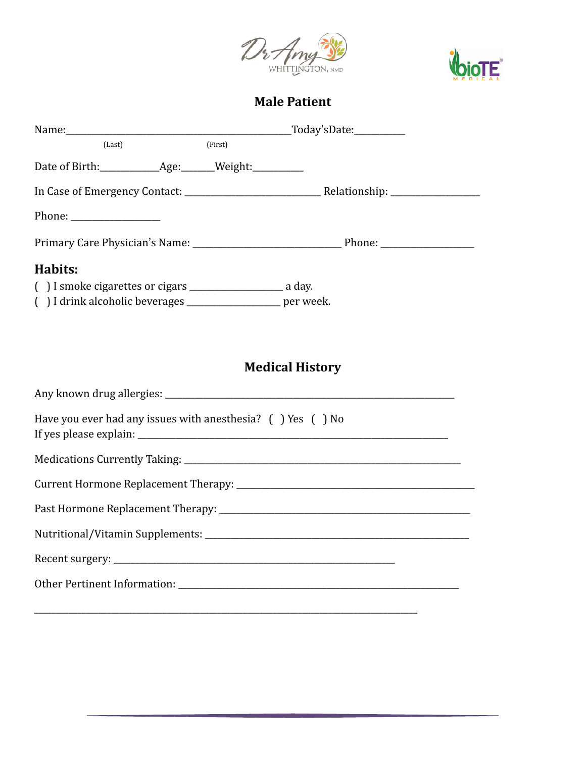## Male Patient

Name:_____________________________________________Today'sDate:__________

(Last) (First)

Date of Birth:___________Age:______Weight:__________

In Case of Emergency Contact: ___________________________ Relationship: _________________

Phone: _________________

Primary Care Physician's Name: _____________________________ Phone: __________________

### Habits:

( ) I smoke cigarettes or cigars __________________ a day.

( ) I drink alcoholic beverages __________________ per week.

## Medical History

Any known drug allergies: __________________________________________________________

Have you ever had any issues with anesthesia? ( ) Yes ( ) No

If yes please explain: _____________________________________________________________

Medications Currently Taking: ______________________________________________________

Current Hormone Replacement Therapy: _______________________________________________

Past Hormone Replacement Therapy: __________________________________________________

Nutritional/Vitamin Supplements: ___________________________________________________

Recent surgery: __________________________________________________________

Other Pertinent Information: _______________________________________________________

_____________________________________________________________________________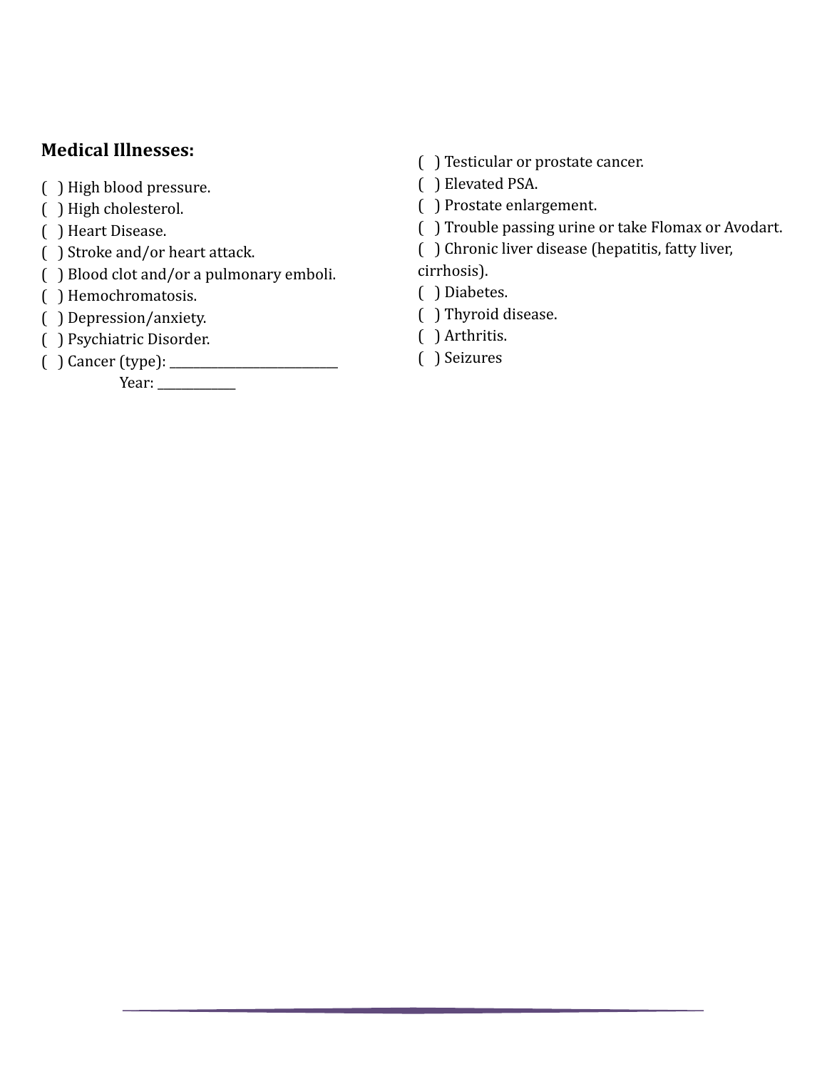**Medical Illnesses:**

( ) High blood pressure.
( ) High cholesterol.
( ) Heart Disease.
( ) Stroke and/or heart attack.
( ) Blood clot and/or a pulmonary emboli.
( ) Hemochromatosis.
( ) Depression/anxiety.
( ) Psychiatric Disorder.
( ) Cancer (type): ___________________________
Year: ____________
( ) Testicular or prostate cancer.
( ) Elevated PSA.
( ) Prostate enlargement.
( ) Trouble passing urine or take Flomax or Avodart.
( ) Chronic liver disease (hepatitis, fatty liver, cirrhosis).
( ) Diabetes.
( ) Thyroid disease.
( ) Arthritis.
( ) Seizures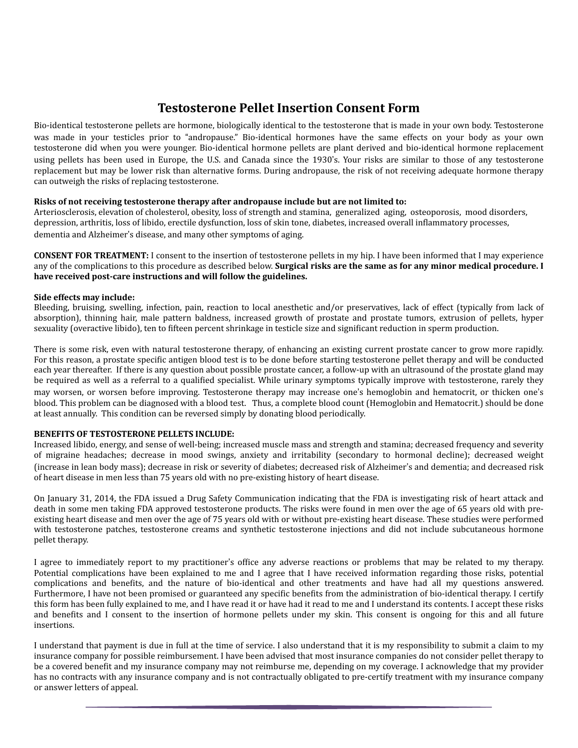# Testosterone Pellet Insertion Consent Form

Bio-identical testosterone pellets are hormone, biologically identical to the testosterone that is made in your own body. Testosterone was made in your testicles prior to "andropause." Bio-identical hormones have the same effects on your body as your own testosterone did when you were younger. Bio-identical hormone pellets are plant derived and bio-identical hormone replacement using pellets has been used in Europe, the U.S. and Canada since the 1930's. Your risks are similar to those of any testosterone replacement but may be lower risk than alternative forms. During andropause, the risk of not receiving adequate hormone therapy can outweigh the risks of replacing testosterone.

**Risks of not receiving testosterone therapy after andropause include but are not limited to:**
Arteriosclerosis, elevation of cholesterol, obesity, loss of strength and stamina, generalized aging, osteoporosis, mood disorders, depression, arthritis, loss of libido, erectile dysfunction, loss of skin tone, diabetes, increased overall inflammatory processes, dementia and Alzheimer's disease, and many other symptoms of aging.

**CONSENT FOR TREATMENT:** I consent to the insertion of testosterone pellets in my hip. I have been informed that I may experience any of the complications to this procedure as described below. **Surgical risks are the same as for any minor medical procedure. I have received post-care instructions and will follow the guidelines.**

**Side effects may include:**
Bleeding, bruising, swelling, infection, pain, reaction to local anesthetic and/or preservatives, lack of effect (typically from lack of absorption), thinning hair, male pattern baldness, increased growth of prostate and prostate tumors, extrusion of pellets, hyper sexuality (overactive libido), ten to fifteen percent shrinkage in testicle size and significant reduction in sperm production.

There is some risk, even with natural testosterone therapy, of enhancing an existing current prostate cancer to grow more rapidly. For this reason, a prostate specific antigen blood test is to be done before starting testosterone pellet therapy and will be conducted each year thereafter. If there is any question about possible prostate cancer, a follow-up with an ultrasound of the prostate gland may be required as well as a referral to a qualified specialist. While urinary symptoms typically improve with testosterone, rarely they may worsen, or worsen before improving. Testosterone therapy may increase one's hemoglobin and hematocrit, or thicken one's blood. This problem can be diagnosed with a blood test. Thus, a complete blood count (Hemoglobin and Hematocrit.) should be done at least annually. This condition can be reversed simply by donating blood periodically.

**BENEFITS OF TESTOSTERONE PELLETS INCLUDE:**
Increased libido, energy, and sense of well-being; increased muscle mass and strength and stamina; decreased frequency and severity of migraine headaches; decrease in mood swings, anxiety and irritability (secondary to hormonal decline); decreased weight (increase in lean body mass); decrease in risk or severity of diabetes; decreased risk of Alzheimer's and dementia; and decreased risk of heart disease in men less than 75 years old with no pre-existing history of heart disease.

On January 31, 2014, the FDA issued a Drug Safety Communication indicating that the FDA is investigating risk of heart attack and death in some men taking FDA approved testosterone products. The risks were found in men over the age of 65 years old with pre-existing heart disease and men over the age of 75 years old with or without pre-existing heart disease. These studies were performed with testosterone patches, testosterone creams and synthetic testosterone injections and did not include subcutaneous hormone pellet therapy.

I agree to immediately report to my practitioner's office any adverse reactions or problems that may be related to my therapy. Potential complications have been explained to me and I agree that I have received information regarding those risks, potential complications and benefits, and the nature of bio-identical and other treatments and have had all my questions answered. Furthermore, I have not been promised or guaranteed any specific benefits from the administration of bio-identical therapy. I certify this form has been fully explained to me, and I have read it or have had it read to me and I understand its contents. I accept these risks and benefits and I consent to the insertion of hormone pellets under my skin. This consent is ongoing for this and all future insertions.

I understand that payment is due in full at the time of service. I also understand that it is my responsibility to submit a claim to my insurance company for possible reimbursement. I have been advised that most insurance companies do not consider pellet therapy to be a covered benefit and my insurance company may not reimburse me, depending on my coverage. I acknowledge that my provider has no contracts with any insurance company and is not contractually obligated to pre-certify treatment with my insurance company or answer letters of appeal.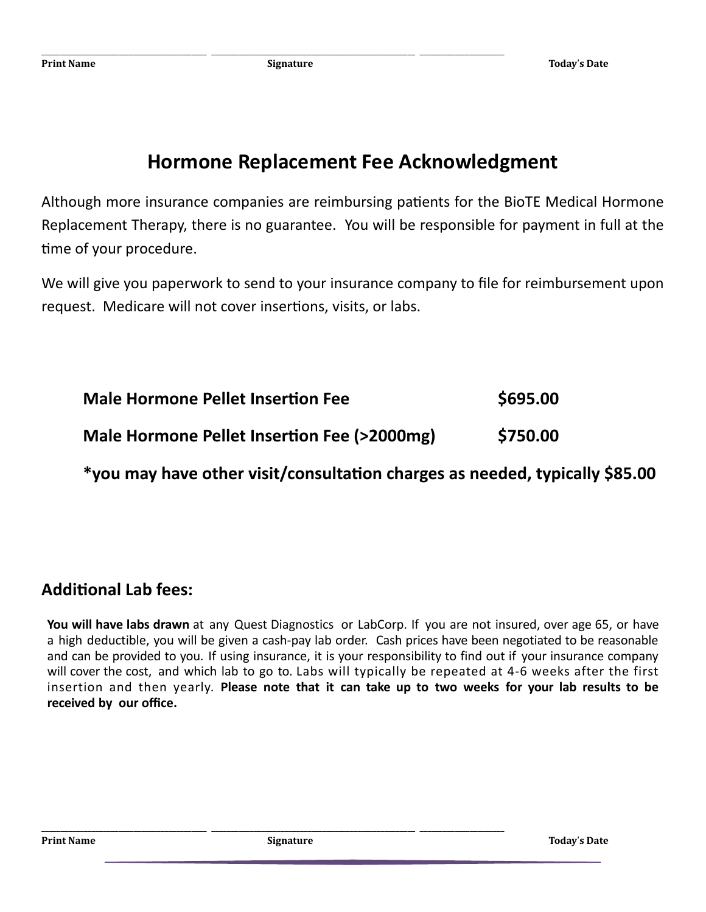_______________________________ _______________________________________ ________________

**Print Name** **Signature** **Today's Date**

# Hormone Replacement Fee Acknowledgment

Although more insurance companies are reimbursing patients for the BioTE Medical Hormone Replacement Therapy, there is no guarantee. You will be responsible for payment in full at the time of your procedure.

We will give you paperwork to send to your insurance company to file for reimbursement upon request. Medicare will not cover insertions, visits, or labs.

| | |
|---|---|
| **Male Hormone Pellet Insertion Fee** | **$695.00** |
| **Male Hormone Pellet Insertion Fee (>2000mg)** | **$750.00** |

***you may have other visit/consultation charges as needed, typically $85.00**

## Additional Lab fees:

**You will have labs drawn** at any Quest Diagnostics or LabCorp. If you are not insured, over age 65, or have a high deductible, you will be given a cash-pay lab order. Cash prices have been negotiated to be reasonable and can be provided to you. If using insurance, it is your responsibility to find out if your insurance company will cover the cost, and which lab to go to. Labs will typically be repeated at 4-6 weeks after the first insertion and then yearly. **Please note that it can take up to two weeks for your lab results to be received by our office.**

_______________________________ _______________________________________ ________________

**Print Name** **Signature** **Today's Date**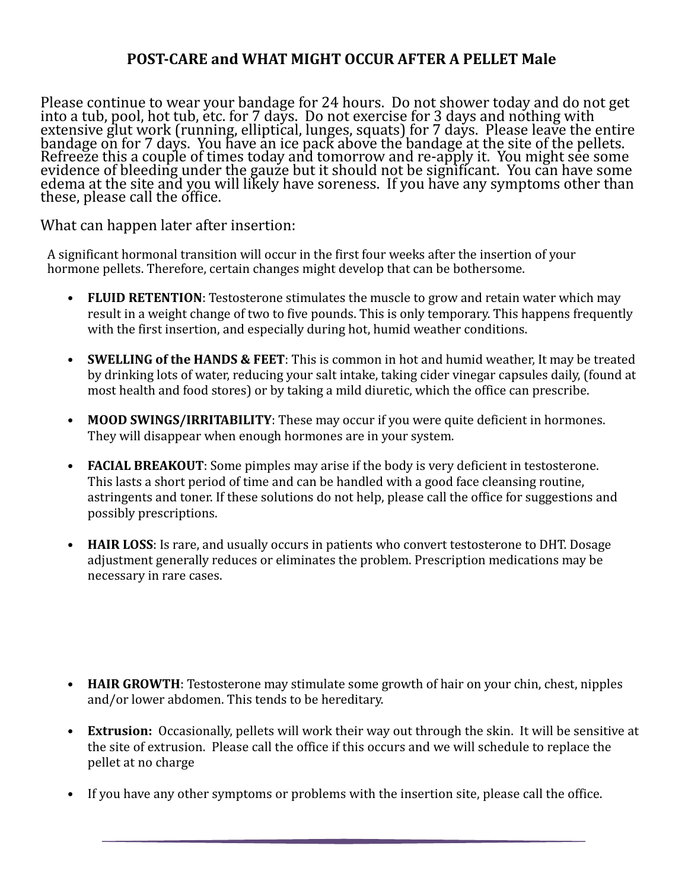## POST-CARE and WHAT MIGHT OCCUR AFTER A PELLET Male

Please continue to wear your bandage for 24 hours. Do not shower today and do not get into a tub, pool, hot tub, etc. for 7 days. Do not exercise for 3 days and nothing with extensive glut work (running, elliptical, lunges, squats) for 7 days. Please leave the entire bandage on for 7 days. You have an ice pack above the bandage at the site of the pellets. Refreeze this a couple of times today and tomorrow and re-apply it. You might see some evidence of bleeding under the gauze but it should not be significant. You can have some edema at the site and you will likely have soreness. If you have any symptoms other than these, please call the office.

What can happen later after insertion:

A significant hormonal transition will occur in the first four weeks after the insertion of your hormone pellets. Therefore, certain changes might develop that can be bothersome.

- **FLUID RETENTION**: Testosterone stimulates the muscle to grow and retain water which may result in a weight change of two to five pounds. This is only temporary. This happens frequently with the first insertion, and especially during hot, humid weather conditions.

- **SWELLING of the HANDS & FEET**: This is common in hot and humid weather, It may be treated by drinking lots of water, reducing your salt intake, taking cider vinegar capsules daily, (found at most health and food stores) or by taking a mild diuretic, which the office can prescribe.

- **MOOD SWINGS/IRRITABILITY**: These may occur if you were quite deficient in hormones. They will disappear when enough hormones are in your system.

- **FACIAL BREAKOUT**: Some pimples may arise if the body is very deficient in testosterone. This lasts a short period of time and can be handled with a good face cleansing routine, astringents and toner. If these solutions do not help, please call the office for suggestions and possibly prescriptions.

- **HAIR LOSS**: Is rare, and usually occurs in patients who convert testosterone to DHT. Dosage adjustment generally reduces or eliminates the problem. Prescription medications may be necessary in rare cases.

- **HAIR GROWTH**: Testosterone may stimulate some growth of hair on your chin, chest, nipples and/or lower abdomen. This tends to be hereditary.

- **Extrusion:** Occasionally, pellets will work their way out through the skin. It will be sensitive at the site of extrusion. Please call the office if this occurs and we will schedule to replace the pellet at no charge

- If you have any other symptoms or problems with the insertion site, please call the office.